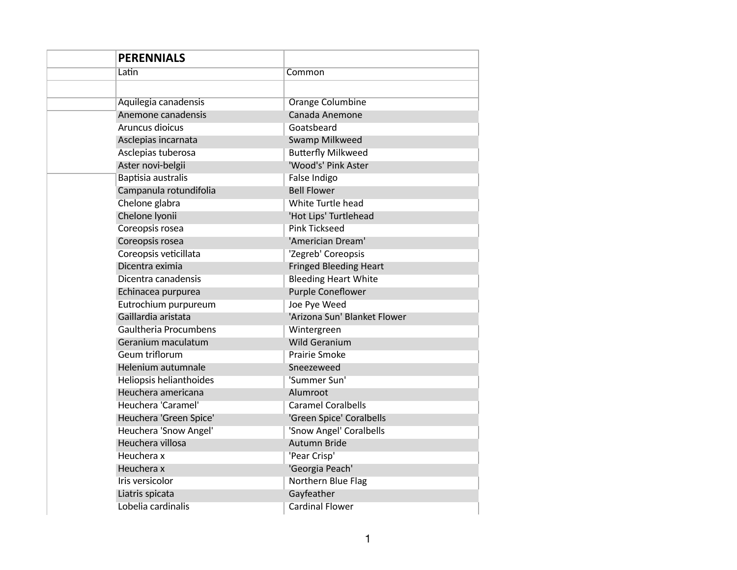| PERENNIALS | |
|---|---|
| Latin | Common |
| | |
| Aquilegia canadensis | Orange Columbine |
| Anemone canadensis | Canada Anemone |
| Aruncus dioicus | Goatsbeard |
| Asclepias incarnata | Swamp Milkweed |
| Asclepias tuberosa | Butterfly Milkweed |
| Aster novi-belgii | 'Wood's' Pink Aster |
| Baptisia australis | False Indigo |
| Campanula rotundifolia | Bell Flower |
| Chelone glabra | White Turtle head |
| Chelone lyonii | 'Hot Lips' Turtlehead |
| Coreopsis rosea | Pink Tickseed |
| Coreopsis rosea | 'Americian Dream' |
| Coreopsis veticillata | 'Zegreb' Coreopsis |
| Dicentra eximia | Fringed Bleeding Heart |
| Dicentra canadensis | Bleeding Heart White |
| Echinacea purpurea | Purple Coneflower |
| Eutrochium purpureum | Joe Pye Weed |
| Gaillardia aristata | 'Arizona Sun' Blanket Flower |
| Gaultheria Procumbens | Wintergreen |
| Geranium maculatum | Wild Geranium |
| Geum triflorum | Prairie Smoke |
| Helenium autumnale | Sneezeweed |
| Heliopsis helianthoides | 'Summer Sun' |
| Heuchera americana | Alumroot |
| Heuchera 'Caramel' | Caramel Coralbells |
| Heuchera 'Green Spice' | 'Green Spice' Coralbells |
| Heuchera 'Snow Angel' | 'Snow Angel' Coralbells |
| Heuchera villosa | Autumn Bride |
| Heuchera x | 'Pear Crisp' |
| Heuchera x | 'Georgia Peach' |
| Iris versicolor | Northern Blue Flag |
| Liatris spicata | Gayfeather |
| Lobelia cardinalis | Cardinal Flower |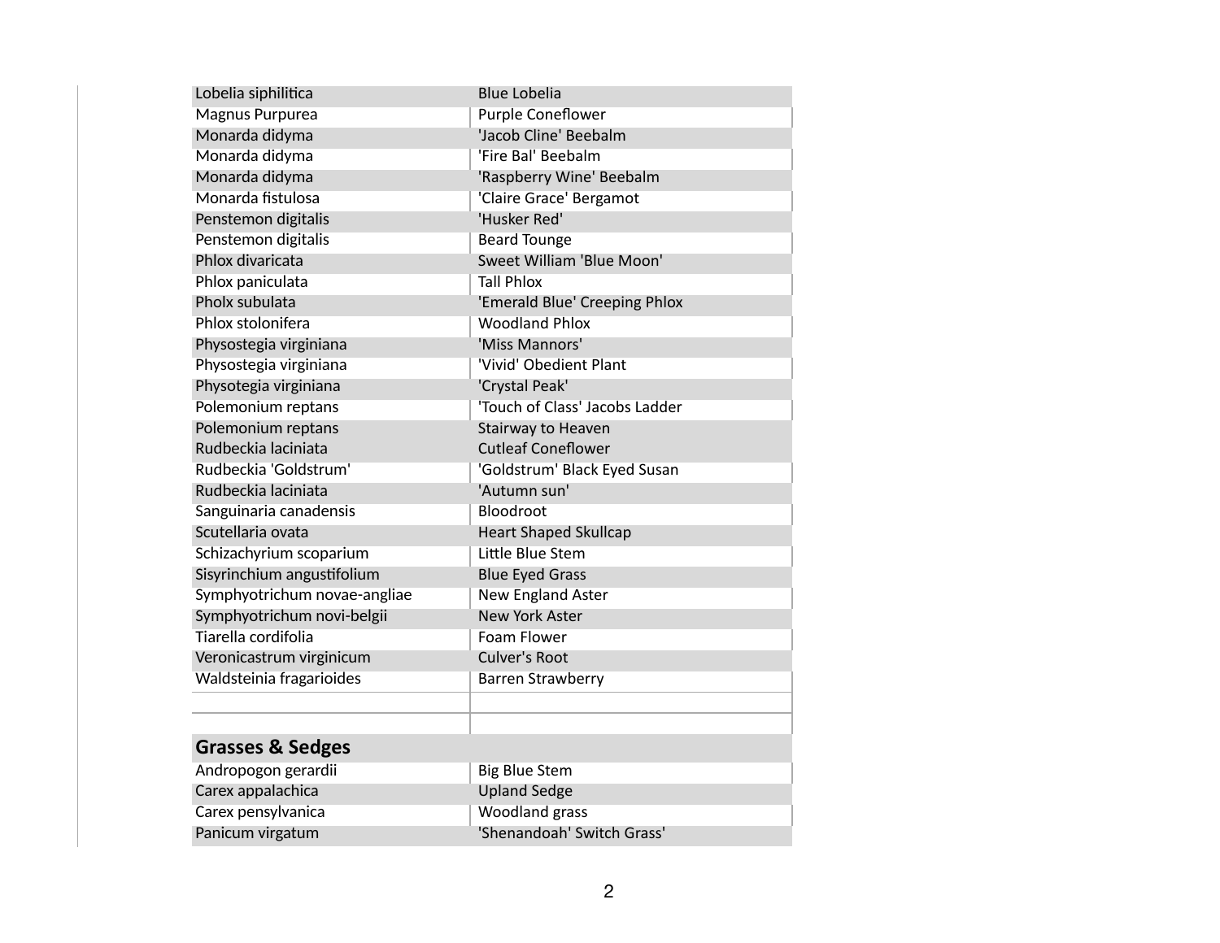| | |
|---|---|
| Lobelia siphilitica | Blue Lobelia |
| Magnus Purpurea | Purple Coneflower |
| Monarda didyma | 'Jacob Cline' Beebalm |
| Monarda didyma | 'Fire Bal' Beebalm |
| Monarda didyma | 'Raspberry Wine' Beebalm |
| Monarda fistulosa | 'Claire Grace' Bergamot |
| Penstemon digitalis | 'Husker Red' |
| Penstemon digitalis | Beard Tounge |
| Phlox divaricata | Sweet William 'Blue Moon' |
| Phlox paniculata | Tall Phlox |
| Pholx subulata | 'Emerald Blue' Creeping Phlox |
| Phlox stolonifera | Woodland Phlox |
| Physostegia virginiana | 'Miss Mannors' |
| Physostegia virginiana | 'Vivid' Obedient Plant |
| Physotegia virginiana | 'Crystal Peak' |
| Polemonium reptans | 'Touch of Class' Jacobs Ladder |
| Polemonium reptans | Stairway to Heaven |
| Rudbeckia laciniata | Cutleaf Coneflower |
| Rudbeckia 'Goldstrum' | 'Goldstrum' Black Eyed Susan |
| Rudbeckia laciniata | 'Autumn sun' |
| Sanguinaria canadensis | Bloodroot |
| Scutellaria ovata | Heart Shaped Skullcap |
| Schizachyrium scoparium | Little Blue Stem |
| Sisyrinchium angustifolium | Blue Eyed Grass |
| Symphyotrichum novae-angliae | New England Aster |
| Symphyotrichum novi-belgii | New York Aster |
| Tiarella cordifolia | Foam Flower |
| Veronicastrum virginicum | Culver's Root |
| Waldsteinia fragarioides | Barren Strawberry |
| | |
| | |
| **Grasses & Sedges** | |
| Andropogon gerardii | Big Blue Stem |
| Carex appalachica | Upland Sedge |
| Carex pensylvanica | Woodland grass |
| Panicum virgatum | 'Shenandoah' Switch Grass' |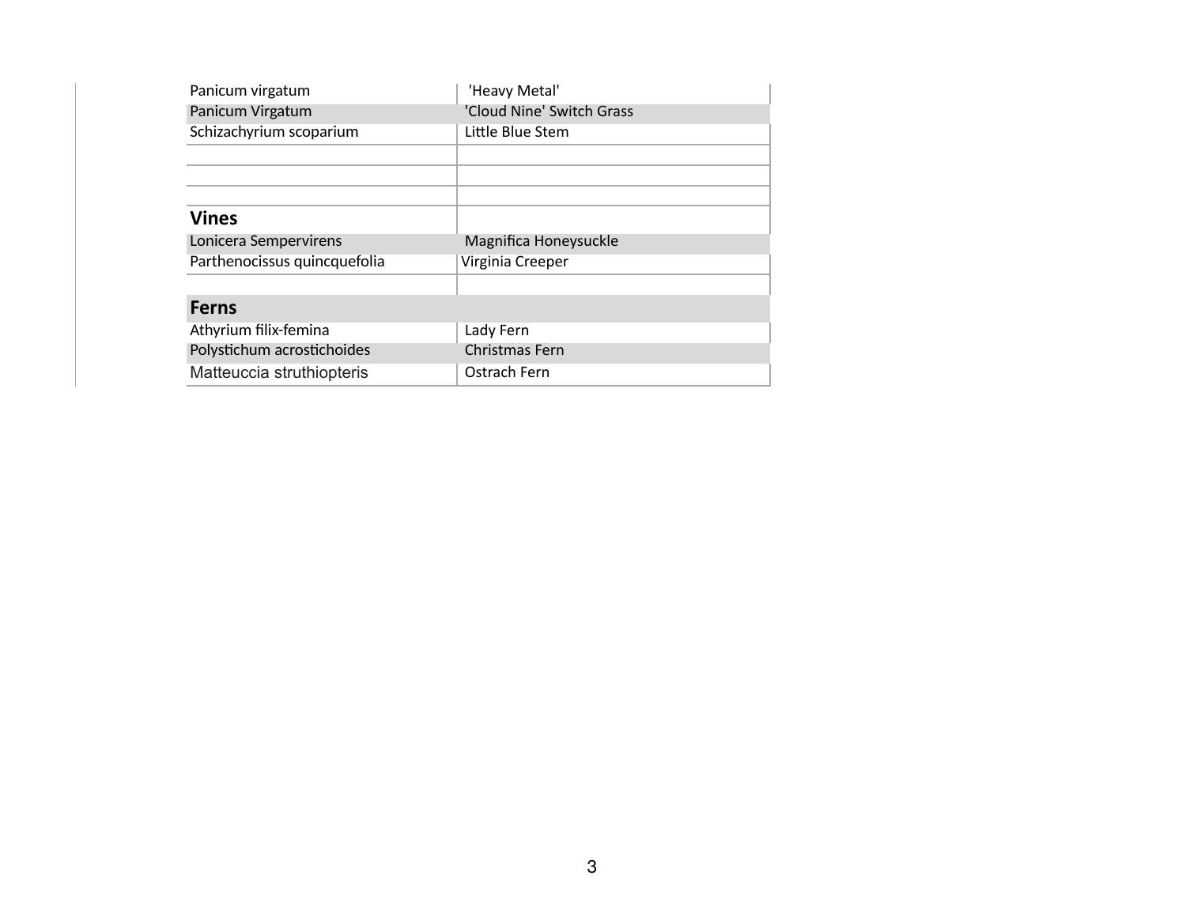| | |
|---|---|
| Panicum virgatum | 'Heavy Metal' |
| Panicum Virgatum | 'Cloud Nine' Switch Grass |
| Schizachyrium scoparium | Little Blue Stem |
| | |
| | |
| | |
| **Vines** | |
| Lonicera Sempervirens | Magnifica Honeysuckle |
| Parthenocissus quincquefolia | Virginia Creeper |
| | |
| **Ferns** | |
| Athyrium filix-femina | Lady Fern |
| Polystichum acrostichoides | Christmas Fern |
| Matteuccia struthiopteris | Ostrach Fern |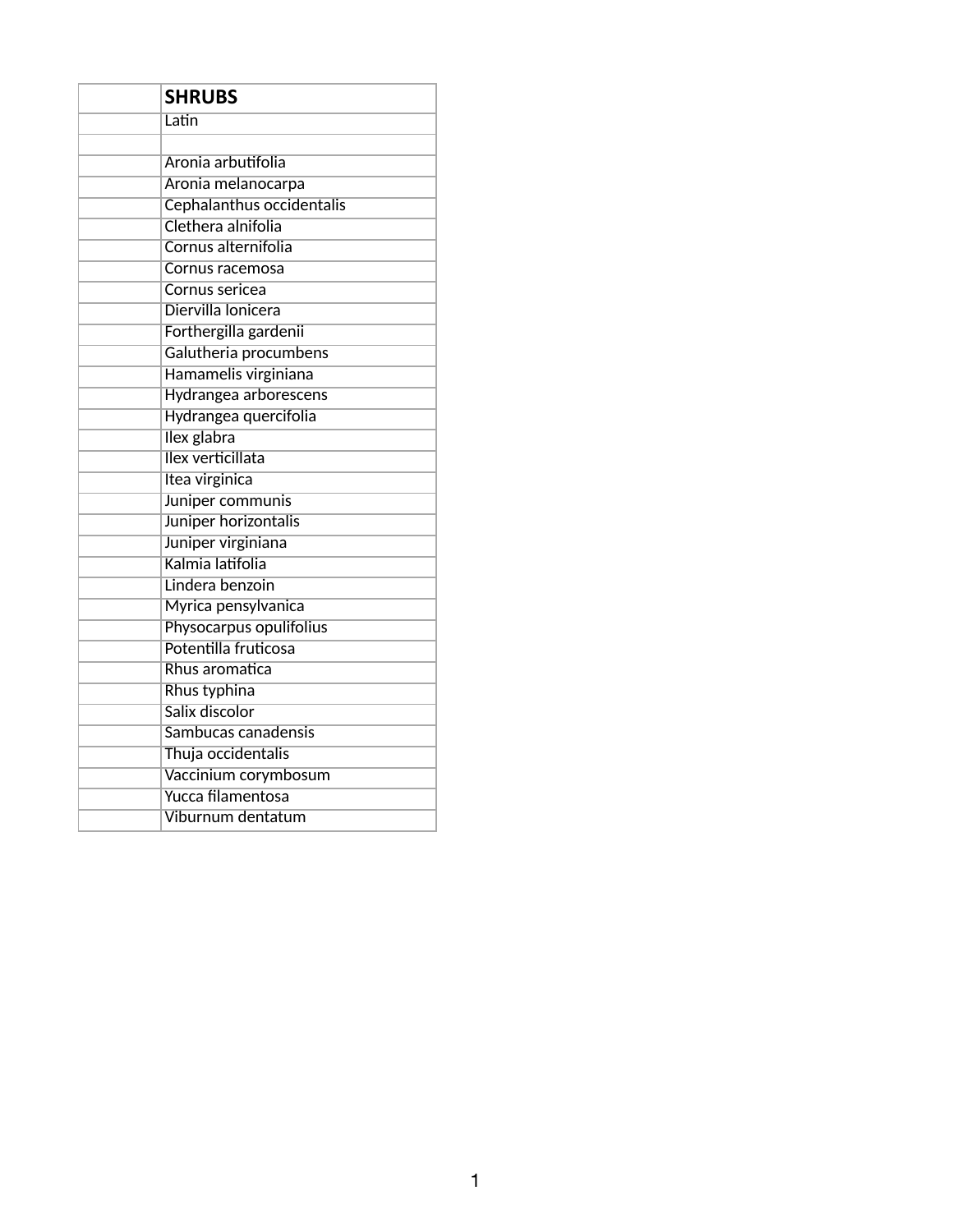|  | **SHRUBS** |
|---|---|
|  | Latin |
|  |  |
|  | Aronia arbutifolia |
|  | Aronia melanocarpa |
|  | Cephalanthus occidentalis |
|  | Clethera alnifolia |
|  | Cornus alternifolia |
|  | Cornus racemosa |
|  | Cornus sericea |
|  | Diervilla lonicera |
|  | Forthergilla gardenii |
|  | Galutheria procumbens |
|  | Hamamelis virginiana |
|  | Hydrangea arborescens |
|  | Hydrangea quercifolia |
|  | Ilex glabra |
|  | Ilex verticillata |
|  | Itea virginica |
|  | Juniper communis |
|  | Juniper horizontalis |
|  | Juniper virginiana |
|  | Kalmia latifolia |
|  | Lindera benzoin |
|  | Myrica pensylvanica |
|  | Physocarpus opulifolius |
|  | Potentilla fruticosa |
|  | Rhus aromatica |
|  | Rhus typhina |
|  | Salix discolor |
|  | Sambucas canadensis |
|  | Thuja occidentalis |
|  | Vaccinium corymbosum |
|  | Yucca filamentosa |
|  | Viburnum dentatum |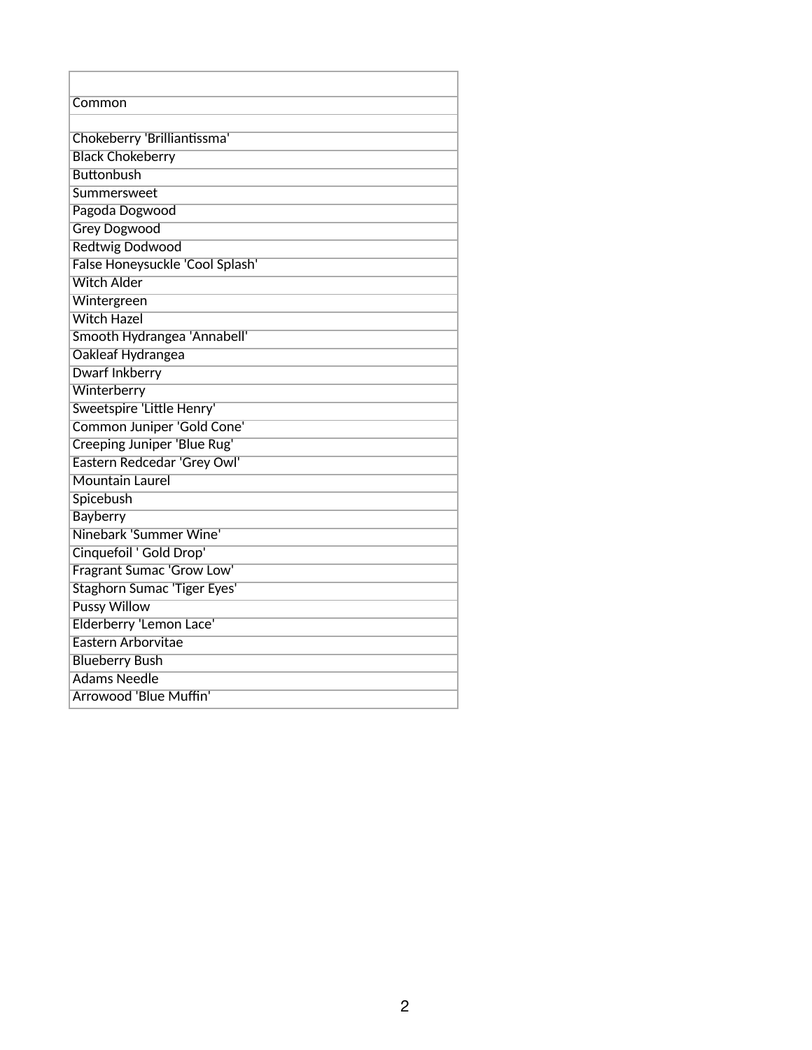| |
|---|
| Common |
| |
| Chokeberry 'Brilliantissma' |
| Black Chokeberry |
| Buttonbush |
| Summersweet |
| Pagoda Dogwood |
| Grey Dogwood |
| Redtwig Dodwood |
| False Honeysuckle 'Cool Splash' |
| Witch Alder |
| Wintergreen |
| Witch Hazel |
| Smooth Hydrangea 'Annabell' |
| Oakleaf Hydrangea |
| Dwarf Inkberry |
| Winterberry |
| Sweetspire 'Little Henry' |
| Common Juniper 'Gold Cone' |
| Creeping Juniper 'Blue Rug' |
| Eastern Redcedar 'Grey Owl' |
| Mountain Laurel |
| Spicebush |
| Bayberry |
| Ninebark 'Summer Wine' |
| Cinquefoil ' Gold Drop' |
| Fragrant Sumac 'Grow Low' |
| Staghorn Sumac 'Tiger Eyes' |
| Pussy Willow |
| Elderberry 'Lemon Lace' |
| Eastern Arborvitae |
| Blueberry Bush |
| Adams Needle |
| Arrowood 'Blue Muffin' |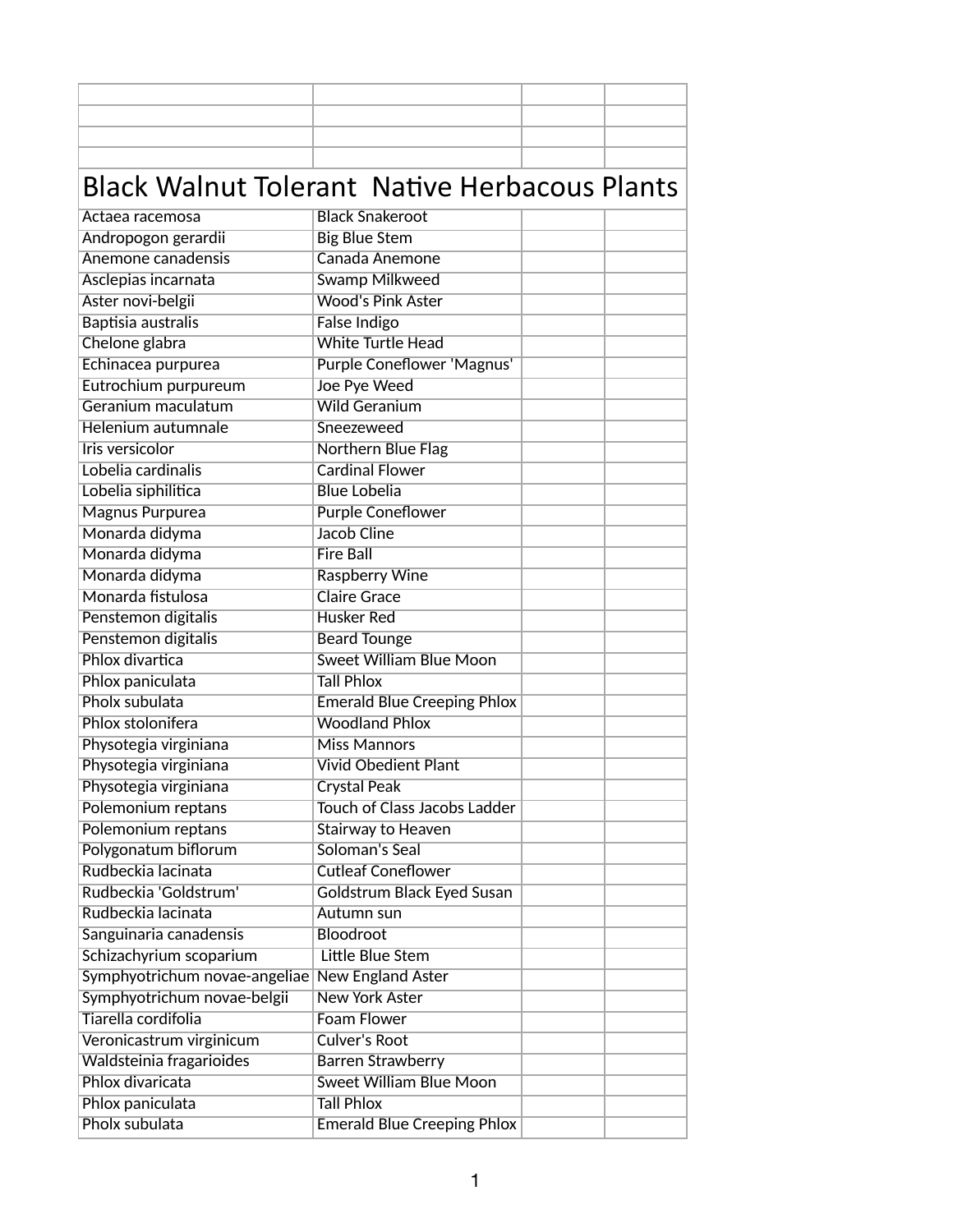# Black Walnut Tolerant  Native Herbacous Plants

| | | | |
|---|---|---|---|
| Actaea racemosa | Black Snakeroot | | |
| Andropogon gerardii | Big Blue Stem | | |
| Anemone canadensis | Canada Anemone | | |
| Asclepias incarnata | Swamp Milkweed | | |
| Aster novi-belgii | Wood's Pink Aster | | |
| Baptisia australis | False Indigo | | |
| Chelone glabra | White Turtle Head | | |
| Echinacea purpurea | Purple Coneflower 'Magnus' | | |
| Eutrochium purpureum | Joe Pye Weed | | |
| Geranium maculatum | Wild Geranium | | |
| Helenium autumnale | Sneezeweed | | |
| Iris versicolor | Northern Blue Flag | | |
| Lobelia cardinalis | Cardinal Flower | | |
| Lobelia siphilitica | Blue Lobelia | | |
| Magnus Purpurea | Purple Coneflower | | |
| Monarda didyma | Jacob Cline | | |
| Monarda didyma | Fire Ball | | |
| Monarda didyma | Raspberry Wine | | |
| Monarda fistulosa | Claire Grace | | |
| Penstemon digitalis | Husker Red | | |
| Penstemon digitalis | Beard Tounge | | |
| Phlox divartica | Sweet William Blue Moon | | |
| Phlox paniculata | Tall Phlox | | |
| Pholx subulata | Emerald Blue Creeping Phlox | | |
| Phlox stolonifera | Woodland Phlox | | |
| Physotegia virginiana | Miss Mannors | | |
| Physotegia virginiana | Vivid Obedient Plant | | |
| Physotegia virginiana | Crystal Peak | | |
| Polemonium reptans | Touch of Class Jacobs Ladder | | |
| Polemonium reptans | Stairway to Heaven | | |
| Polygonatum biflorum | Soloman's Seal | | |
| Rudbeckia lacinata | Cutleaf Coneflower | | |
| Rudbeckia 'Goldstrum' | Goldstrum Black Eyed Susan | | |
| Rudbeckia lacinata | Autumn sun | | |
| Sanguinaria canadensis | Bloodroot | | |
| Schizachyrium scoparium | Little Blue Stem | | |
| Symphyotrichum novae-angeliae | New England Aster | | |
| Symphyotrichum novae-belgii | New York Aster | | |
| Tiarella cordifolia | Foam Flower | | |
| Veronicastrum virginicum | Culver's Root | | |
| Waldsteinia fragarioides | Barren Strawberry | | |
| Phlox divaricata | Sweet William Blue Moon | | |
| Phlox paniculata | Tall Phlox | | |
| Pholx subulata | Emerald Blue Creeping Phlox | | |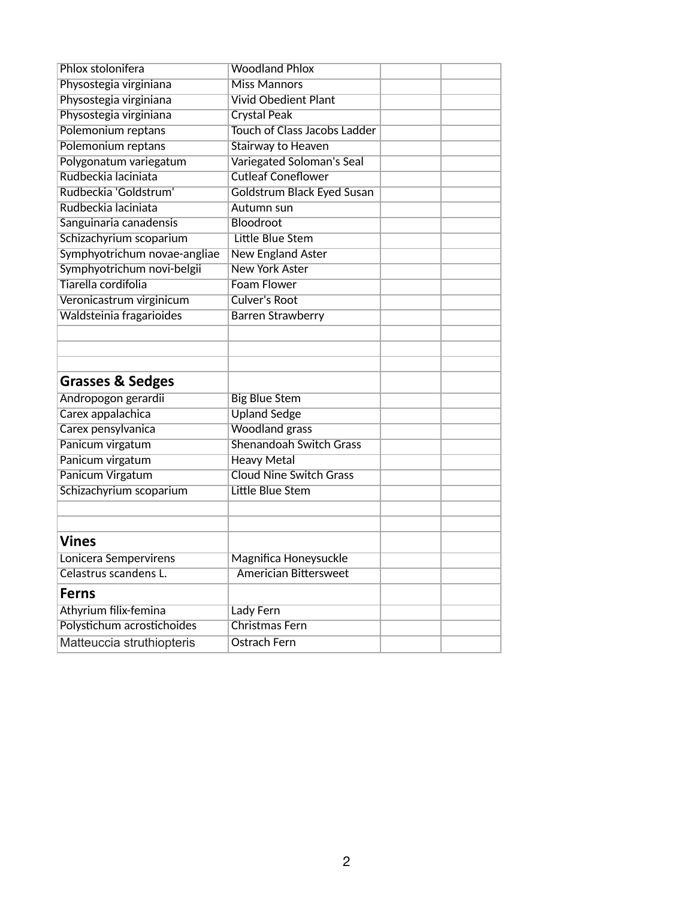| | | | |
|---|---|---|---|
| Phlox stolonifera | Woodland Phlox | | |
| Physostegia virginiana | Miss Mannors | | |
| Physostegia virginiana | Vivid Obedient Plant | | |
| Physostegia virginiana | Crystal Peak | | |
| Polemonium reptans | Touch of Class Jacobs Ladder | | |
| Polemonium reptans | Stairway to Heaven | | |
| Polygonatum variegatum | Variegated Soloman's Seal | | |
| Rudbeckia laciniata | Cutleaf Coneflower | | |
| Rudbeckia 'Goldstrum' | Goldstrum Black Eyed Susan | | |
| Rudbeckia laciniata | Autumn sun | | |
| Sanguinaria canadensis | Bloodroot | | |
| Schizachyrium scoparium | Little Blue Stem | | |
| Symphyotrichum novae-angliae | New England Aster | | |
| Symphyotrichum novi-belgii | New York Aster | | |
| Tiarella cordifolia | Foam Flower | | |
| Veronicastrum virginicum | Culver's Root | | |
| Waldsteinia fragarioides | Barren Strawberry | | |
| | | | |
| | | | |
| | | | |
| **Grasses & Sedges** | | | |
| Andropogon gerardii | Big Blue Stem | | |
| Carex appalachica | Upland Sedge | | |
| Carex pensylvanica | Woodland grass | | |
| Panicum virgatum | Shenandoah Switch Grass | | |
| Panicum virgatum | Heavy Metal | | |
| Panicum Virgatum | Cloud Nine Switch Grass | | |
| Schizachyrium scoparium | Little Blue Stem | | |
| | | | |
| | | | |
| **Vines** | | | |
| Lonicera Sempervirens | Magnifica Honeysuckle | | |
| Celastrus scandens L. | Americian Bittersweet | | |
| **Ferns** | | | |
| Athyrium filix-femina | Lady Fern | | |
| Polystichum acrostichoides | Christmas Fern | | |
| Matteuccia struthiopteris | Ostrach Fern | | |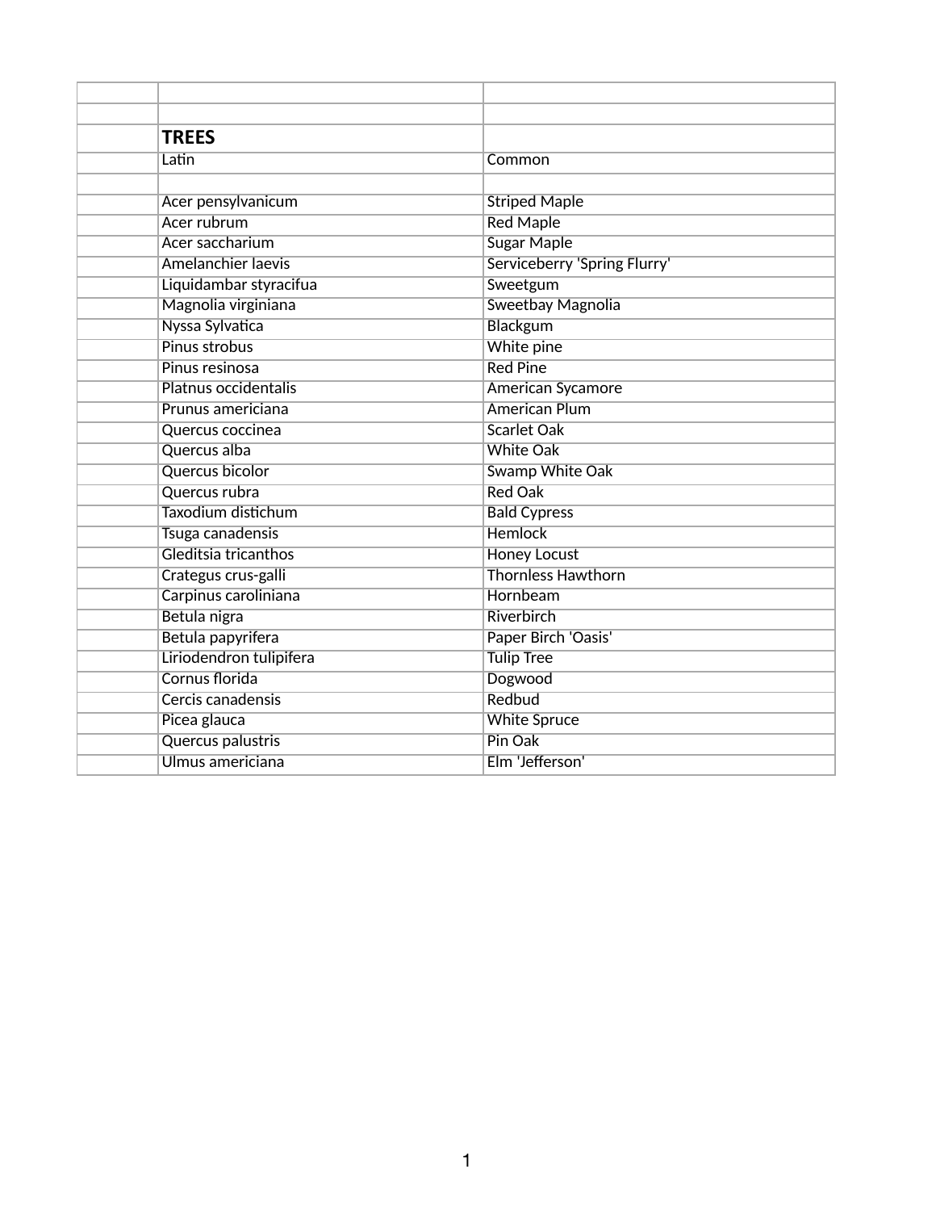| | | |
|---|---|---|
| | | |
| | | |
| | **TREES** | |
| | Latin | Common |
| | | |
| | Acer pensylvanicum | Striped Maple |
| | Acer rubrum | Red Maple |
| | Acer saccharium | Sugar Maple |
| | Amelanchier laevis | Serviceberry 'Spring Flurry' |
| | Liquidambar styracifua | Sweetgum |
| | Magnolia virginiana | Sweetbay Magnolia |
| | Nyssa Sylvatica | Blackgum |
| | Pinus strobus | White pine |
| | Pinus resinosa | Red Pine |
| | Platnus occidentalis | American Sycamore |
| | Prunus americiana | American Plum |
| | Quercus coccinea | Scarlet Oak |
| | Quercus alba | White Oak |
| | Quercus bicolor | Swamp White Oak |
| | Quercus rubra | Red Oak |
| | Taxodium distichum | Bald Cypress |
| | Tsuga canadensis | Hemlock |
| | Gleditsia tricanthos | Honey Locust |
| | Crategus crus-galli | Thornless Hawthorn |
| | Carpinus caroliniana | Hornbeam |
| | Betula nigra | Riverbirch |
| | Betula papyrifera | Paper Birch 'Oasis' |
| | Liriodendron tulipifera | Tulip Tree |
| | Cornus florida | Dogwood |
| | Cercis canadensis | Redbud |
| | Picea glauca | White Spruce |
| | Quercus palustris | Pin Oak |
| | Ulmus americiana | Elm 'Jefferson' |